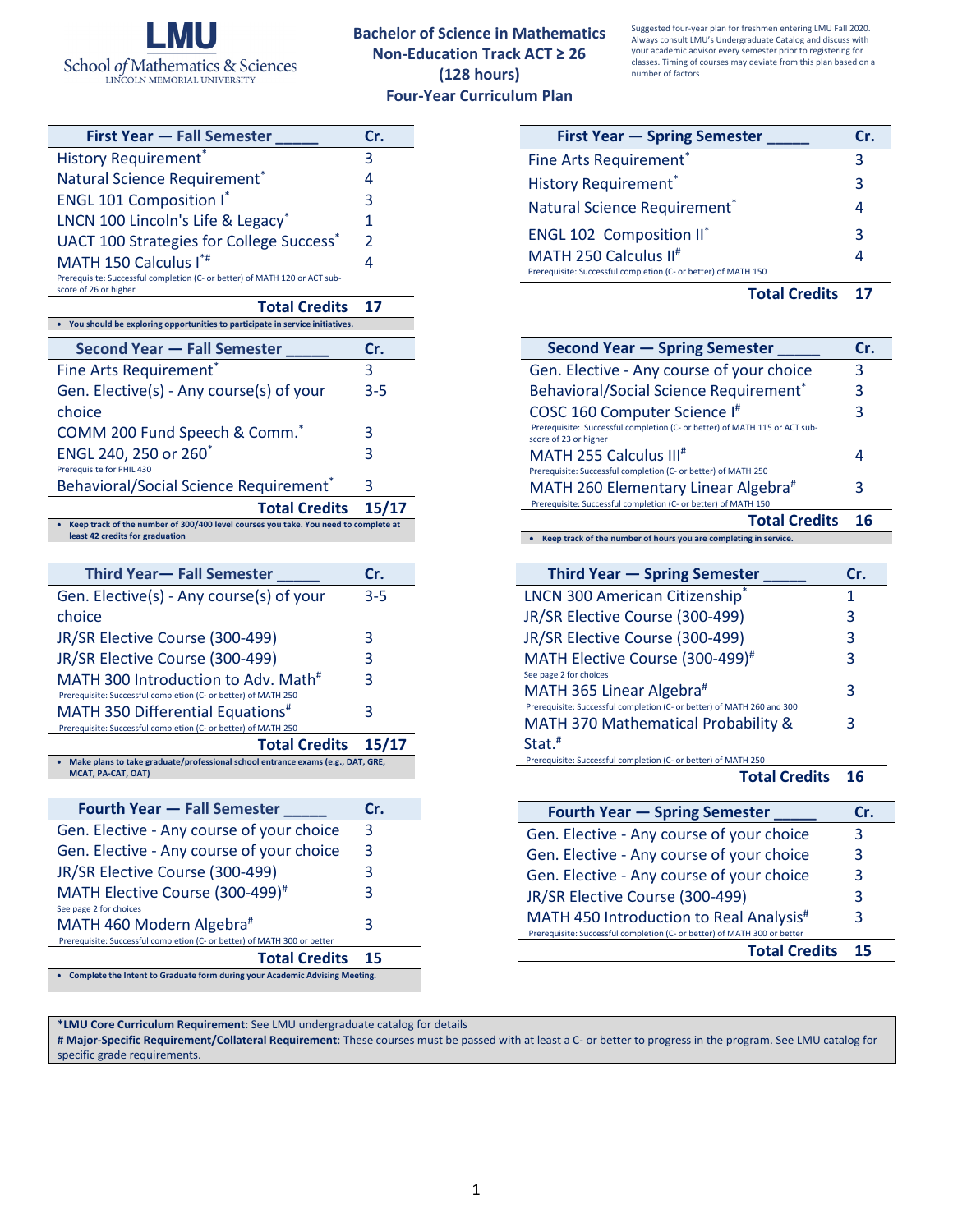LMU School of Mathematics & Sciences
LINCOLN MEMORIAL UNIVERSITY

# Bachelor of Science in Mathematics
## Non-Education Track ACT ≥ 26
## (128 hours)
## Four-Year Curriculum Plan

Suggested four-year plan for freshmen entering LMU Fall 2020. Always consult LMU's Undergraduate Catalog and discuss with your academic advisor every semester prior to registering for classes. Timing of courses may deviate from this plan based on a number of factors

| First Year — Fall Semester _____ | Cr. |
|---|---|
| History Requirement* | 3 |
| Natural Science Requirement* | 4 |
| ENGL 101 Composition I* | 3 |
| LNCN 100 Lincoln's Life & Legacy* | 1 |
| UACT 100 Strategies for College Success* | 2 |
| MATH 150 Calculus I*# <br> Prerequisite: Successful completion (C- or better) of MATH 120 or ACT sub-score of 26 or higher | 4 |
| **Total Credits** | **17** |

- You should be exploring opportunities to participate in service initiatives.

| First Year — Spring Semester _____ | Cr. |
|---|---|
| Fine Arts Requirement* | 3 |
| History Requirement* | 3 |
| Natural Science Requirement* | 4 |
| ENGL 102 Composition II* | 3 |
| MATH 250 Calculus II# <br> Prerequisite: Successful completion (C- or better) of MATH 150 | 4 |
| **Total Credits** | **17** |

| Second Year — Fall Semester _____ | Cr. |
|---|---|
| Fine Arts Requirement* | 3 |
| Gen. Elective(s) - Any course(s) of your choice | 3-5 |
| COMM 200 Fund Speech & Comm.* | 3 |
| ENGL 240, 250 or 260* <br> Prerequisite for PHIL 430 | 3 |
| Behavioral/Social Science Requirement* | 3 |
| **Total Credits** | **15/17** |

- Keep track of the number of 300/400 level courses you take. You need to complete at least 42 credits for graduation

| Second Year — Spring Semester _____ | Cr. |
|---|---|
| Gen. Elective - Any course of your choice | 3 |
| Behavioral/Social Science Requirement* | 3 |
| COSC 160 Computer Science I# <br> Prerequisite: Successful completion (C- or better) of MATH 115 or ACT sub-score of 23 or higher | 3 |
| MATH 255 Calculus III# <br> Prerequisite: Successful completion (C- or better) of MATH 250 | 4 |
| MATH 260 Elementary Linear Algebra# <br> Prerequisite: Successful completion (C- or better) of MATH 150 | 3 |
| **Total Credits** | **16** |

- Keep track of the number of hours you are completing in service.

| Third Year— Fall Semester _____ | Cr. |
|---|---|
| Gen. Elective(s) - Any course(s) of your choice | 3-5 |
| JR/SR Elective Course (300-499) | 3 |
| JR/SR Elective Course (300-499) | 3 |
| MATH 300 Introduction to Adv. Math# <br> Prerequisite: Successful completion (C- or better) of MATH 250 | 3 |
| MATH 350 Differential Equations# <br> Prerequisite: Successful completion (C- or better) of MATH 250 | 3 |
| **Total Credits** | **15/17** |

- Make plans to take graduate/professional school entrance exams (e.g., DAT, GRE, MCAT, PA-CAT, OAT)

| Third Year — Spring Semester _____ | Cr. |
|---|---|
| LNCN 300 American Citizenship* | 1 |
| JR/SR Elective Course (300-499) | 3 |
| JR/SR Elective Course (300-499) | 3 |
| MATH Elective Course (300-499)# <br> See page 2 for choices | 3 |
| MATH 365 Linear Algebra# <br> Prerequisite: Successful completion (C- or better) of MATH 260 and 300 | 3 |
| MATH 370 Mathematical Probability & Stat.# <br> Prerequisite: Successful completion (C- or better) of MATH 250 | 3 |
| **Total Credits** | **16** |

| Fourth Year — Fall Semester _____ | Cr. |
|---|---|
| Gen. Elective - Any course of your choice | 3 |
| Gen. Elective - Any course of your choice | 3 |
| JR/SR Elective Course (300-499) | 3 |
| MATH Elective Course (300-499)# <br> See page 2 for choices | 3 |
| MATH 460 Modern Algebra# <br> Prerequisite: Successful completion (C- or better) of MATH 300 or better | 3 |
| **Total Credits** | **15** |

- Complete the Intent to Graduate form during your Academic Advising Meeting.

| Fourth Year — Spring Semester _____ | Cr. |
|---|---|
| Gen. Elective - Any course of your choice | 3 |
| Gen. Elective - Any course of your choice | 3 |
| Gen. Elective - Any course of your choice | 3 |
| JR/SR Elective Course (300-499) | 3 |
| MATH 450 Introduction to Real Analysis# <br> Prerequisite: Successful completion (C- or better) of MATH 300 or better | 3 |
| **Total Credits** | **15** |

***LMU Core Curriculum Requirement**: See LMU undergraduate catalog for details
**# Major-Specific Requirement/Collateral Requirement**: These courses must be passed with at least a C- or better to progress in the program. See LMU catalog for specific grade requirements.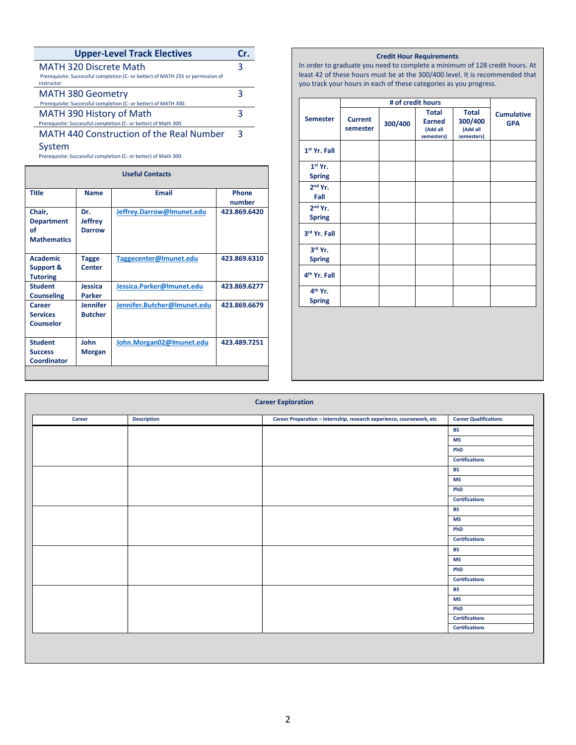| Upper-Level Track Electives | Cr. |
|---|---|
| MATH 320 Discrete Math<br>Prerequisite: Successful completion (C- or better) of MATH 255 or permission of instructor | 3 |
| MATH 380 Geometry<br>Prerequisite: Successful completion (C- or better) of MATH 300. | 3 |
| MATH 390 History of Math<br>Prerequisite: Successful completion (C- or better) of Math 300. | 3 |
| MATH 440 Construction of the Real Number System<br>Prerequisite: Successful completion (C- or better) of Math 300. | 3 |

**Useful Contacts**

| Title | Name | Email | Phone number |
|---|---|---|---|
| Chair, Department of Mathematics | Dr. Jeffrey Darrow | Jeffrey.Darrow@lmunet.edu | 423.869.6420 |
| Academic Support & Tutoring | Tagge Center | Taggecenter@lmunet.edu | 423.869.6310 |
| Student Counseling | Jessica Parker | Jessica.Parker@lmunet.edu | 423.869.6277 |
| Career Services Counselor | Jennifer Butcher | Jennifer.Butcher@lmunet.edu | 423.869.6679 |
| Student Success Coordinator | John Morgan | John.Morgan02@lmunet.edu | 423.489.7251 |

**Credit Hour Requirements**

In order to graduate you need to complete a minimum of 128 credit hours. At least 42 of these hours must be at the 300/400 level. It is recommended that you track your hours in each of these categories as you progress.

| Semester | # of credit hours | | | | Cumulative GPA |
|---|---|---|---|---|---|
| | Current semester | 300/400 | Total Earned (Add all semesters) | Total 300/400 (Add all semesters) | |
| 1st Yr. Fall | | | | | |
| 1st Yr. Spring | | | | | |
| 2nd Yr. Fall | | | | | |
| 2nd Yr. Spring | | | | | |
| 3rd Yr. Fall | | | | | |
| 3rd Yr. Spring | | | | | |
| 4th Yr. Fall | | | | | |
| 4th Yr. Spring | | | | | |

**Career Exploration**

| Career | Description | Career Preparation – internship, research experience, coursework, etc | Career Qualifications |
|---|---|---|---|
| | | | BS |
| | | | MS |
| | | | PhD |
| | | | Certifications |
| | | | BS |
| | | | MS |
| | | | PhD |
| | | | Certifications |
| | | | BS |
| | | | MS |
| | | | PhD |
| | | | Certifications |
| | | | BS |
| | | | MS |
| | | | PhD |
| | | | Certifications |
| | | | BS |
| | | | MS |
| | | | PhD |
| | | | Certifications |
| | | | Certifications |